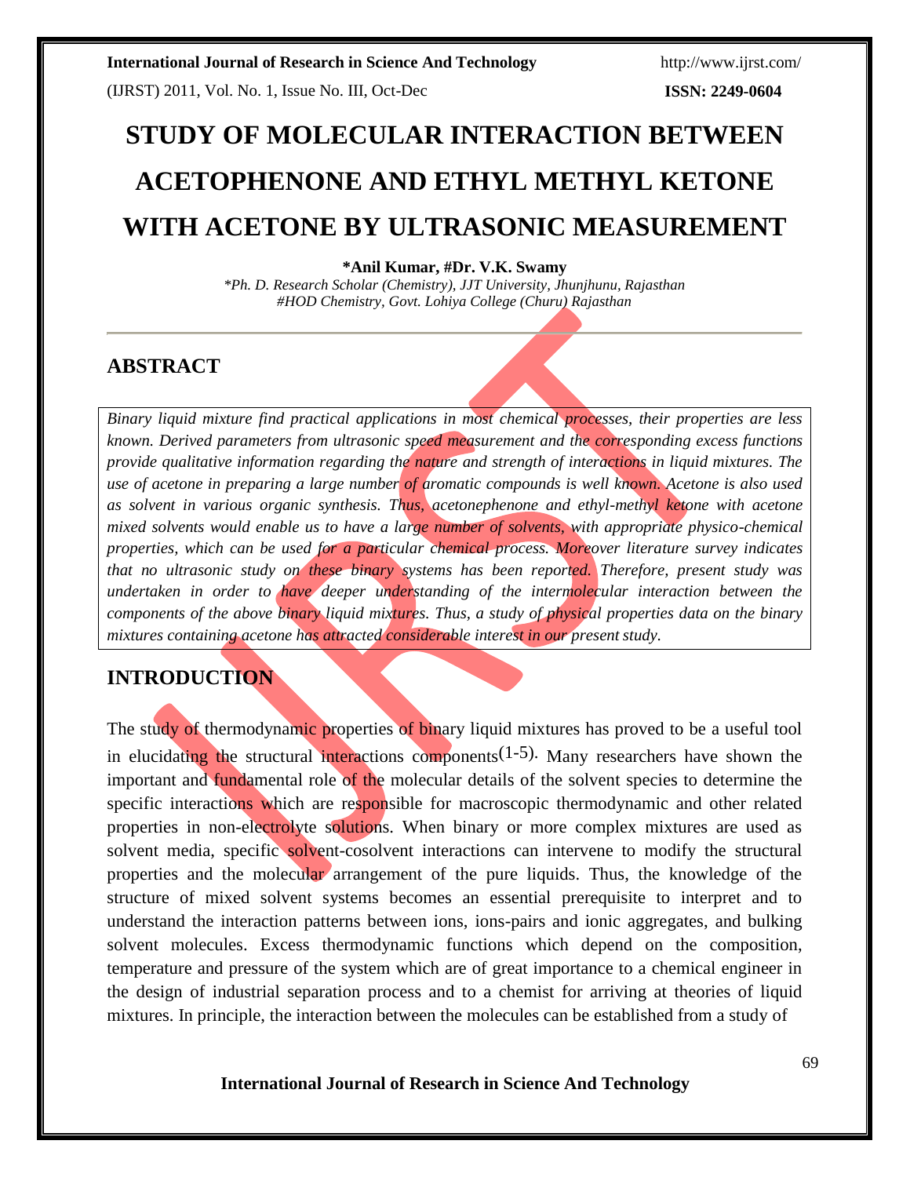# STUDY OF MOLECULAR INTERACTION BETWEEN ACETOPHENONE AND ETHYL METHYL KETONE WITH ACETONE BY ULTRASONIC MEASUREMENT

**\*Anil Kumar, #Dr. V.K. Swamy**

*\*Ph. D. Research Scholar (Chemistry), JJT University, Jhunjhunu, Rajasthan*
*#HOD Chemistry, Govt. Lohiya College (Churu) Rajasthan*

## ABSTRACT

*Binary liquid mixture find practical applications in most chemical processes, their properties are less known. Derived parameters from ultrasonic speed measurement and the corresponding excess functions provide qualitative information regarding the nature and strength of interactions in liquid mixtures. The use of acetone in preparing a large number of aromatic compounds is well known. Acetone is also used as solvent in various organic synthesis. Thus, acetonephenone and ethyl-methyl ketone with acetone mixed solvents would enable us to have a large number of solvents, with appropriate physico-chemical properties, which can be used for a particular chemical process. Moreover literature survey indicates that no ultrasonic study on these binary systems has been reported. Therefore, present study was undertaken in order to have deeper understanding of the intermolecular interaction between the components of the above binary liquid mixtures. Thus, a study of physical properties data on the binary mixtures containing acetone has attracted considerable interest in our present study.*

## INTRODUCTION

The study of thermodynamic properties of binary liquid mixtures has proved to be a useful tool in elucidating the structural interactions components[1-5]. Many researchers have shown the important and fundamental role of the molecular details of the solvent species to determine the specific interactions which are responsible for macroscopic thermodynamic and other related properties in non-electrolyte solutions. When binary or more complex mixtures are used as solvent media, specific solvent-cosolvent interactions can intervene to modify the structural properties and the molecular arrangement of the pure liquids. Thus, the knowledge of the structure of mixed solvent systems becomes an essential prerequisite to interpret and to understand the interaction patterns between ions, ions-pairs and ionic aggregates, and bulking solvent molecules. Excess thermodynamic functions which depend on the composition, temperature and pressure of the system which are of great importance to a chemical engineer in the design of industrial separation process and to a chemist for arriving at theories of liquid mixtures. In principle, the interaction between the molecules can be established from a study of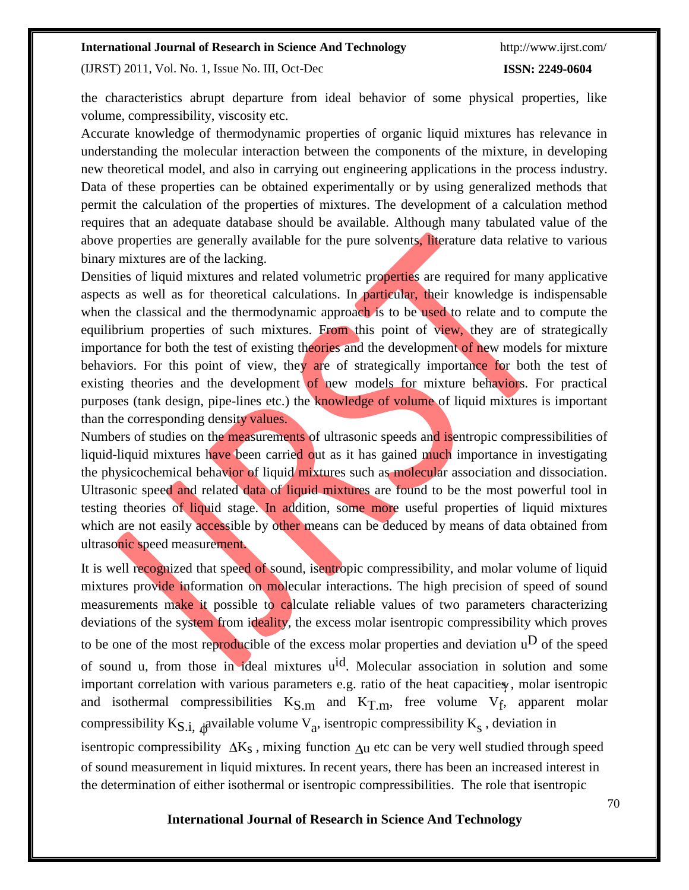the characteristics abrupt departure from ideal behavior of some physical properties, like volume, compressibility, viscosity etc.

Accurate knowledge of thermodynamic properties of organic liquid mixtures has relevance in understanding the molecular interaction between the components of the mixture, in developing new theoretical model, and also in carrying out engineering applications in the process industry. Data of these properties can be obtained experimentally or by using generalized methods that permit the calculation of the properties of mixtures. The development of a calculation method requires that an adequate database should be available. Although many tabulated value of the above properties are generally available for the pure solvents, literature data relative to various binary mixtures are of the lacking.

Densities of liquid mixtures and related volumetric properties are required for many applicative aspects as well as for theoretical calculations. In particular, their knowledge is indispensable when the classical and the thermodynamic approach is to be used to relate and to compute the equilibrium properties of such mixtures. From this point of view, they are of strategically importance for both the test of existing theories and the development of new models for mixture behaviors. For this point of view, they are of strategically importance for both the test of existing theories and the development of new models for mixture behaviors. For practical purposes (tank design, pipe-lines etc.) the knowledge of volume of liquid mixtures is important than the corresponding density values.

Numbers of studies on the measurements of ultrasonic speeds and isentropic compressibilities of liquid-liquid mixtures have been carried out as it has gained much importance in investigating the physicochemical behavior of liquid mixtures such as molecular association and dissociation. Ultrasonic speed and related data of liquid mixtures are found to be the most powerful tool in testing theories of liquid stage. In addition, some more useful properties of liquid mixtures which are not easily accessible by other means can be deduced by means of data obtained from ultrasonic speed measurement.

It is well recognized that speed of sound, isentropic compressibility, and molar volume of liquid mixtures provide information on molecular interactions. The high precision of speed of sound measurements make it possible to calculate reliable values of two parameters characterizing deviations of the system from ideality, the excess molar isentropic compressibility which proves to be one of the most reproducible of the excess molar properties and deviation $u^D$ of the speed of sound u, from those in ideal mixtures $u^{id}$. Molecular association in solution and some important correlation with various parameters e.g. ratio of the heat capacities $\gamma$, molar isentropic and isothermal compressibilities $K_{S.m}$ and $K_{T.m}$, free volume $V_f$, apparent molar compressibility $K_{S.i,\phi}$ available volume $V_a$, isentropic compressibility $K_s$, deviation in isentropic compressibility $\Delta K_S$, mixing function $\Delta u$ etc can be very well studied through speed of sound measurement in liquid mixtures. In recent years, there has been an increased interest in the determination of either isothermal or isentropic compressibilities. The role that isentropic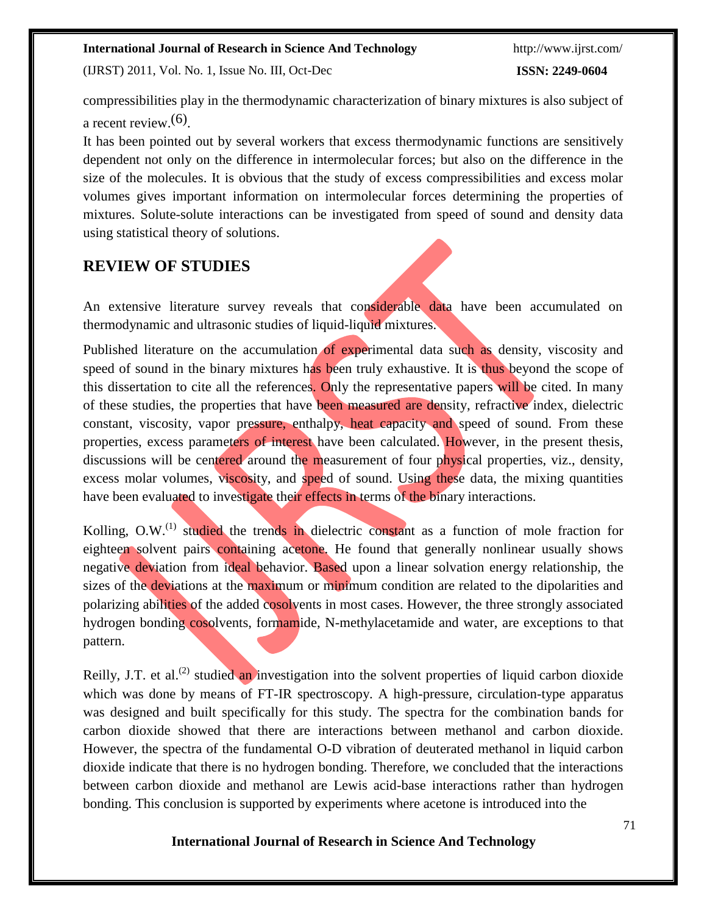compressibilities play in the thermodynamic characterization of binary mixtures is also subject of a recent review.[6].

It has been pointed out by several workers that excess thermodynamic functions are sensitively dependent not only on the difference in intermolecular forces; but also on the difference in the size of the molecules. It is obvious that the study of excess compressibilities and excess molar volumes gives important information on intermolecular forces determining the properties of mixtures. Solute-solute interactions can be investigated from speed of sound and density data using statistical theory of solutions.

## REVIEW OF STUDIES

An extensive literature survey reveals that considerable data have been accumulated on thermodynamic and ultrasonic studies of liquid-liquid mixtures.

Published literature on the accumulation of experimental data such as density, viscosity and speed of sound in the binary mixtures has been truly exhaustive. It is thus beyond the scope of this dissertation to cite all the references. Only the representative papers will be cited. In many of these studies, the properties that have been measured are density, refractive index, dielectric constant, viscosity, vapor pressure, enthalpy, heat capacity and speed of sound. From these properties, excess parameters of interest have been calculated. However, in the present thesis, discussions will be centered around the measurement of four physical properties, viz., density, excess molar volumes, viscosity, and speed of sound. Using these data, the mixing quantities have been evaluated to investigate their effects in terms of the binary interactions.

Kolling, O.W.[1] studied the trends in dielectric constant as a function of mole fraction for eighteen solvent pairs containing acetone. He found that generally nonlinear usually shows negative deviation from ideal behavior. Based upon a linear solvation energy relationship, the sizes of the deviations at the maximum or minimum condition are related to the dipolarities and polarizing abilities of the added cosolvents in most cases. However, the three strongly associated hydrogen bonding cosolvents, formamide, N-methylacetamide and water, are exceptions to that pattern.

Reilly, J.T. et al.[2] studied an investigation into the solvent properties of liquid carbon dioxide which was done by means of FT-IR spectroscopy. A high-pressure, circulation-type apparatus was designed and built specifically for this study. The spectra for the combination bands for carbon dioxide showed that there are interactions between methanol and carbon dioxide. However, the spectra of the fundamental O-D vibration of deuterated methanol in liquid carbon dioxide indicate that there is no hydrogen bonding. Therefore, we concluded that the interactions between carbon dioxide and methanol are Lewis acid-base interactions rather than hydrogen bonding. This conclusion is supported by experiments where acetone is introduced into the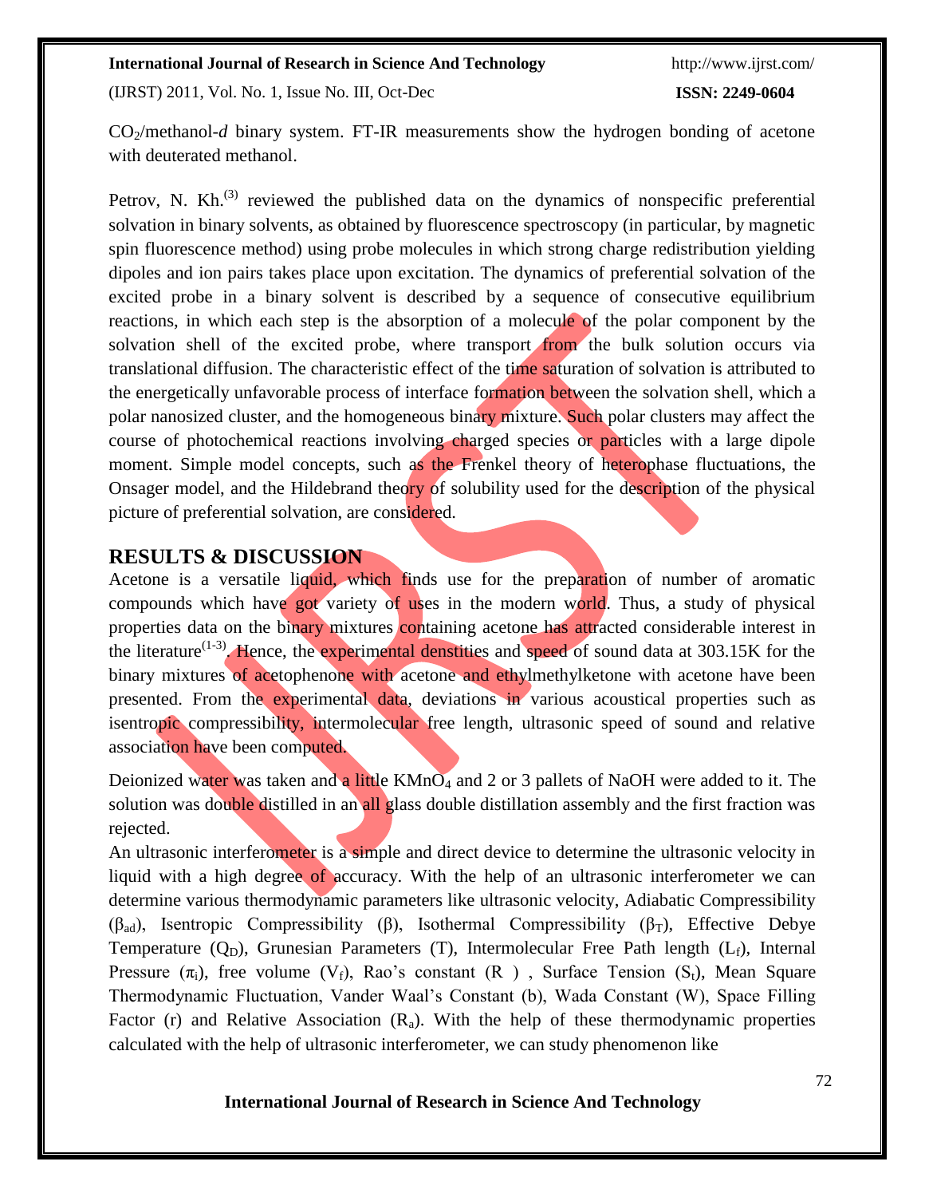$CO_2$/methanol-*d* binary system. FT-IR measurements show the hydrogen bonding of acetone with deuterated methanol.

Petrov, N. Kh.[3] reviewed the published data on the dynamics of nonspecific preferential solvation in binary solvents, as obtained by fluorescence spectroscopy (in particular, by magnetic spin fluorescence method) using probe molecules in which strong charge redistribution yielding dipoles and ion pairs takes place upon excitation. The dynamics of preferential solvation of the excited probe in a binary solvent is described by a sequence of consecutive equilibrium reactions, in which each step is the absorption of a molecule of the polar component by the solvation shell of the excited probe, where transport from the bulk solution occurs via translational diffusion. The characteristic effect of the time saturation of solvation is attributed to the energetically unfavorable process of interface formation between the solvation shell, which a polar nanosized cluster, and the homogeneous binary mixture. Such polar clusters may affect the course of photochemical reactions involving charged species or particles with a large dipole moment. Simple model concepts, such as the Frenkel theory of heterophase fluctuations, the Onsager model, and the Hildebrand theory of solubility used for the description of the physical picture of preferential solvation, are considered.

## RESULTS & DISCUSSION

Acetone is a versatile liquid, which finds use for the preparation of number of aromatic compounds which have got variety of uses in the modern world. Thus, a study of physical properties data on the binary mixtures containing acetone has attracted considerable interest in the literature[1-3]. Hence, the experimental denstities and speed of sound data at 303.15K for the binary mixtures of acetophenone with acetone and ethylmethylketone with acetone have been presented. From the experimental data, deviations in various acoustical properties such as isentropic compressibility, intermolecular free length, ultrasonic speed of sound and relative association have been computed.

Deionized water was taken and a little $KMnO_4$ and 2 or 3 pallets of NaOH were added to it. The solution was double distilled in an all glass double distillation assembly and the first fraction was rejected.

An ultrasonic interferometer is a simple and direct device to determine the ultrasonic velocity in liquid with a high degree of accuracy. With the help of an ultrasonic interferometer we can determine various thermodynamic parameters like ultrasonic velocity, Adiabatic Compressibility ($\beta_{ad}$), Isentropic Compressibility ($\beta$), Isothermal Compressibility ($\beta_T$), Effective Debye Temperature ($Q_D$), Grunesian Parameters (T), Intermolecular Free Path length ($L_f$), Internal Pressure ($\pi_i$), free volume ($V_f$), Rao's constant (R ) , Surface Tension ($S_t$), Mean Square Thermodynamic Fluctuation, Vander Waal's Constant (b), Wada Constant (W), Space Filling Factor (r) and Relative Association ($R_a$). With the help of these thermodynamic properties calculated with the help of ultrasonic interferometer, we can study phenomenon like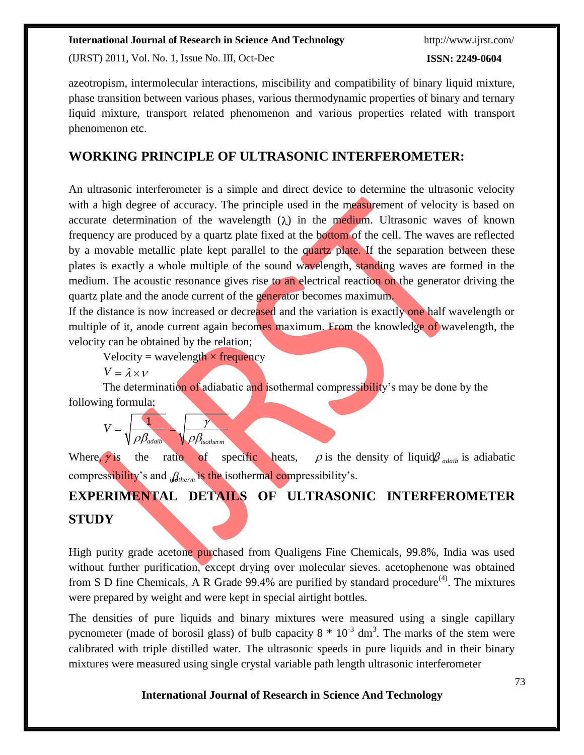azeotropism, intermolecular interactions, miscibility and compatibility of binary liquid mixture, phase transition between various phases, various thermodynamic properties of binary and ternary liquid mixture, transport related phenomenon and various properties related with transport phenomenon etc.

## WORKING PRINCIPLE OF ULTRASONIC INTERFEROMETER:

An ultrasonic interferometer is a simple and direct device to determine the ultrasonic velocity with a high degree of accuracy. The principle used in the measurement of velocity is based on accurate determination of the wavelength ($\lambda$) in the medium. Ultrasonic waves of known frequency are produced by a quartz plate fixed at the bottom of the cell. The waves are reflected by a movable metallic plate kept parallel to the quartz plate. If the separation between these plates is exactly a whole multiple of the sound wavelength, standing waves are formed in the medium. The acoustic resonance gives rise to an electrical reaction on the generator driving the quartz plate and the anode current of the generator becomes maximum.

If the distance is now increased or decreased and the variation is exactly one half wavelength or multiple of it, anode current again becomes maximum. From the knowledge of wavelength, the velocity can be obtained by the relation;

Velocity = wavelength × frequency

$$V = \lambda \times \nu$$

The determination of adiabatic and isothermal compressibility's may be done by the following formula;

$$V = \sqrt{\frac{1}{\rho \beta_{adaib}}} = \sqrt{\frac{\gamma}{\rho \beta_{isotherm}}}$$

Where, $\gamma$ is the ratio of specific heats, $\rho$ is the density of liquid, $\beta_{adaib}$ is adiabatic compressibility's and $\beta_{isotherm}$ is the isothermal compressibility's.

## EXPERIMENTAL DETAILS OF ULTRASONIC INTERFEROMETER STUDY

High purity grade acetone purchased from Qualigens Fine Chemicals, 99.8%, India was used without further purification, except drying over molecular sieves. acetophenone was obtained from S D fine Chemicals, A R Grade 99.4% are purified by standard procedure[4]. The mixtures were prepared by weight and were kept in special airtight bottles.

The densities of pure liquids and binary mixtures were measured using a single capillary pycnometer (made of borosil glass) of bulb capacity $8 * 10^{-3}$ $dm^3$. The marks of the stem were calibrated with triple distilled water. The ultrasonic speeds in pure liquids and in their binary mixtures were measured using single crystal variable path length ultrasonic interferometer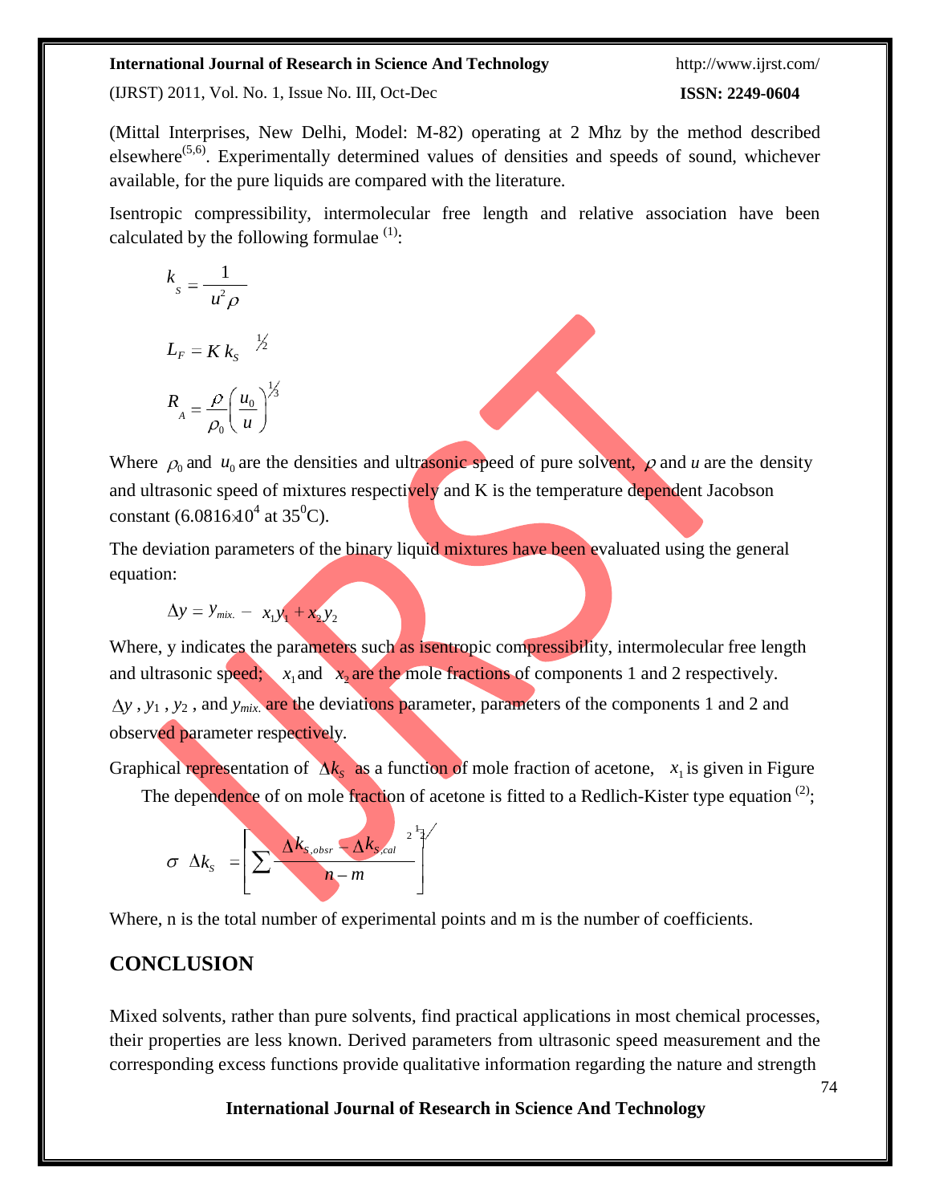(Mittal Interprises, New Delhi, Model: M-82) operating at 2 Mhz by the method described elsewhere[5,6]. Experimentally determined values of densities and speeds of sound, whichever available, for the pure liquids are compared with the literature.

Isentropic compressibility, intermolecular free length and relative association have been calculated by the following formulae [1]:

$$k_s = \frac{1}{u^2 \rho}$$

$$L_F = K\, k_S^{1/2}$$

$$R_A = \frac{\rho}{\rho_0}\left(\frac{u_0}{u}\right)^{1/3}$$

Where $\rho_0$ and $u_0$ are the densities and ultrasonic speed of pure solvent, $\rho$ and $u$ are the density and ultrasonic speed of mixtures respectively and K is the temperature dependent Jacobson constant ($6.0816 \times 10^4$ at $35^0$C).

The deviation parameters of the binary liquid mixtures have been evaluated using the general equation:

$$\Delta y = y_{mix.} - x_1 y_1 + x_2 y_2$$

Where, y indicates the parameters such as isentropic compressibility, intermolecular free length and ultrasonic speed; $x_1$ and $x_2$ are the mole fractions of components 1 and 2 respectively. $\Delta y$ , $y_1$ , $y_2$ , and $y_{mix.}$ are the deviations parameter, parameters of the components 1 and 2 and observed parameter respectively.

Graphical representation of $\Delta k_S$ as a function of mole fraction of acetone, $x_1$ is given in Figure The dependence of on mole fraction of acetone is fitted to a Redlich-Kister type equation [2];

$$\sigma\ \Delta k_S = \left[\sum \frac{\Delta k_{S,obsr} - \Delta k_{S,cal}}{n-m}^{2}\right]^{1/2}$$

Where, n is the total number of experimental points and m is the number of coefficients.

## CONCLUSION

Mixed solvents, rather than pure solvents, find practical applications in most chemical processes, their properties are less known. Derived parameters from ultrasonic speed measurement and the corresponding excess functions provide qualitative information regarding the nature and strength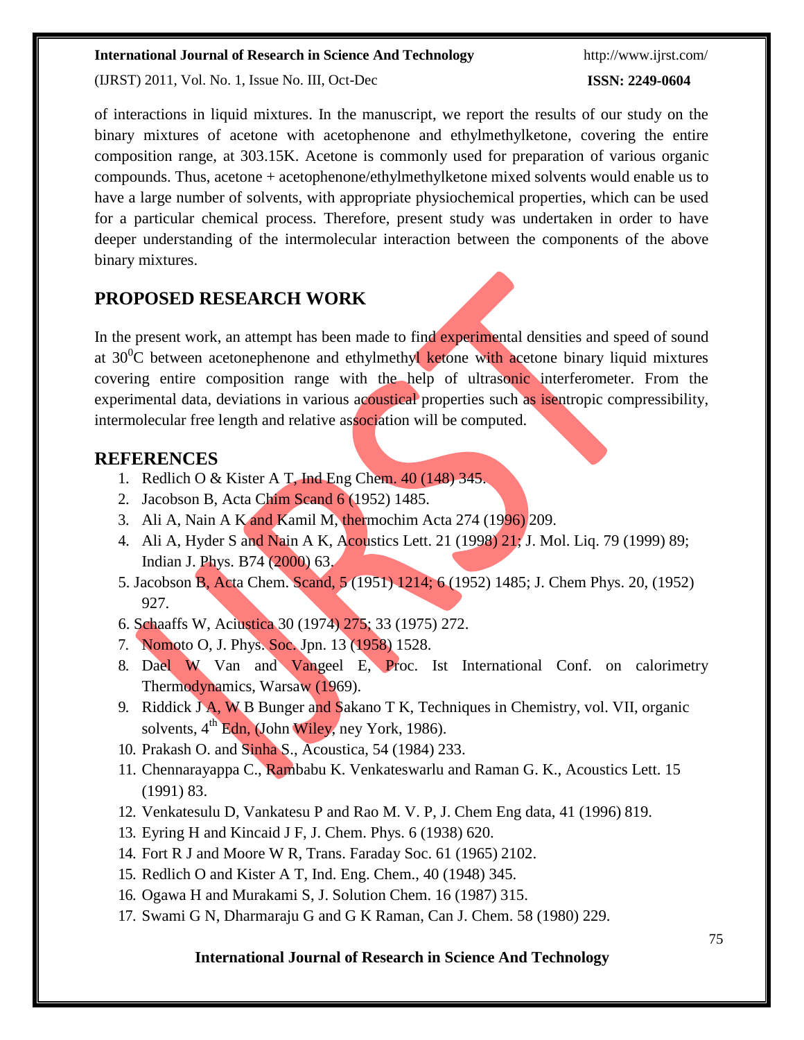of interactions in liquid mixtures. In the manuscript, we report the results of our study on the binary mixtures of acetone with acetophenone and ethylmethylketone, covering the entire composition range, at 303.15K. Acetone is commonly used for preparation of various organic compounds. Thus, acetone + acetophenone/ethylmethylketone mixed solvents would enable us to have a large number of solvents, with appropriate physiochemical properties, which can be used for a particular chemical process. Therefore, present study was undertaken in order to have deeper understanding of the intermolecular interaction between the components of the above binary mixtures.

## PROPOSED RESEARCH WORK

In the present work, an attempt has been made to find experimental densities and speed of sound at $30^0$C between acetonephenone and ethylmethyl ketone with acetone binary liquid mixtures covering entire composition range with the help of ultrasonic interferometer. From the experimental data, deviations in various acoustical properties such as isentropic compressibility, intermolecular free length and relative association will be computed.

## REFERENCES

1. Redlich O & Kister A T, Ind Eng Chem. 40 (148) 345.
2. Jacobson B, Acta Chim Scand 6 (1952) 1485.
3. Ali A, Nain A K and Kamil M, thermochim Acta 274 (1996) 209.
4. Ali A, Hyder S and Nain A K, Acoustics Lett. 21 (1998) 21; J. Mol. Liq. 79 (1999) 89; Indian J. Phys. B74 (2000) 63.
5. Jacobson B, Acta Chem. Scand, 5 (1951) 1214; 6 (1952) 1485; J. Chem Phys. 20, (1952) 927.
6. Schaaffs W, Aciustica 30 (1974) 275; 33 (1975) 272.
7. Nomoto O, J. Phys. Soc. Jpn. 13 (1958) 1528.
8. Dael W Van and Vangeel E, Proc. Ist International Conf. on calorimetry Thermodynamics, Warsaw (1969).
9. Riddick J A, W B Bunger and Sakano T K, Techniques in Chemistry, vol. VII, organic solvents, $4^{th}$ Edn, (John Wiley, ney York, 1986).
10. Prakash O. and Sinha S., Acoustica, 54 (1984) 233.
11. Chennarayappa C., Rambabu K. Venkateswarlu and Raman G. K., Acoustics Lett. 15 (1991) 83.
12. Venkatesulu D, Vankatesu P and Rao M. V. P, J. Chem Eng data, 41 (1996) 819.
13. Eyring H and Kincaid J F, J. Chem. Phys. 6 (1938) 620.
14. Fort R J and Moore W R, Trans. Faraday Soc. 61 (1965) 2102.
15. Redlich O and Kister A T, Ind. Eng. Chem., 40 (1948) 345.
16. Ogawa H and Murakami S, J. Solution Chem. 16 (1987) 315.
17. Swami G N, Dharmaraju G and G K Raman, Can J. Chem. 58 (1980) 229.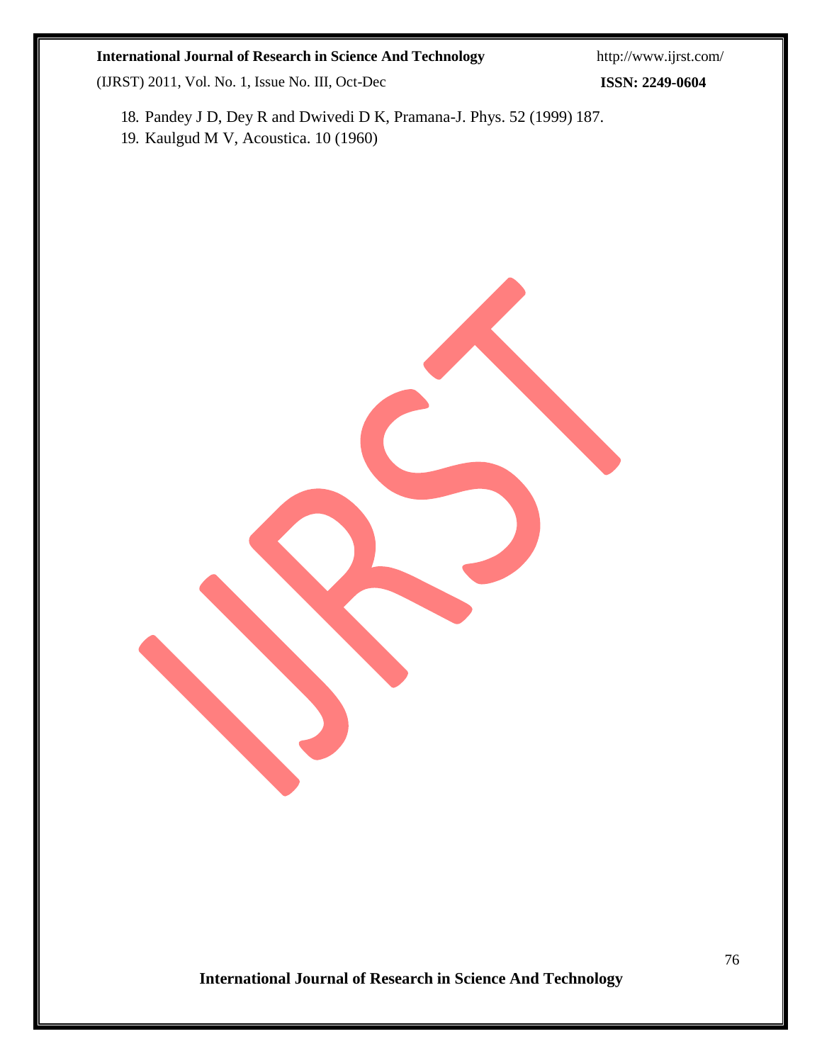18. Pandey J D, Dey R and Dwivedi D K, Pramana-J. Phys. 52 (1999) 187.
19. Kaulgud M V, Acoustica. 10 (1960)